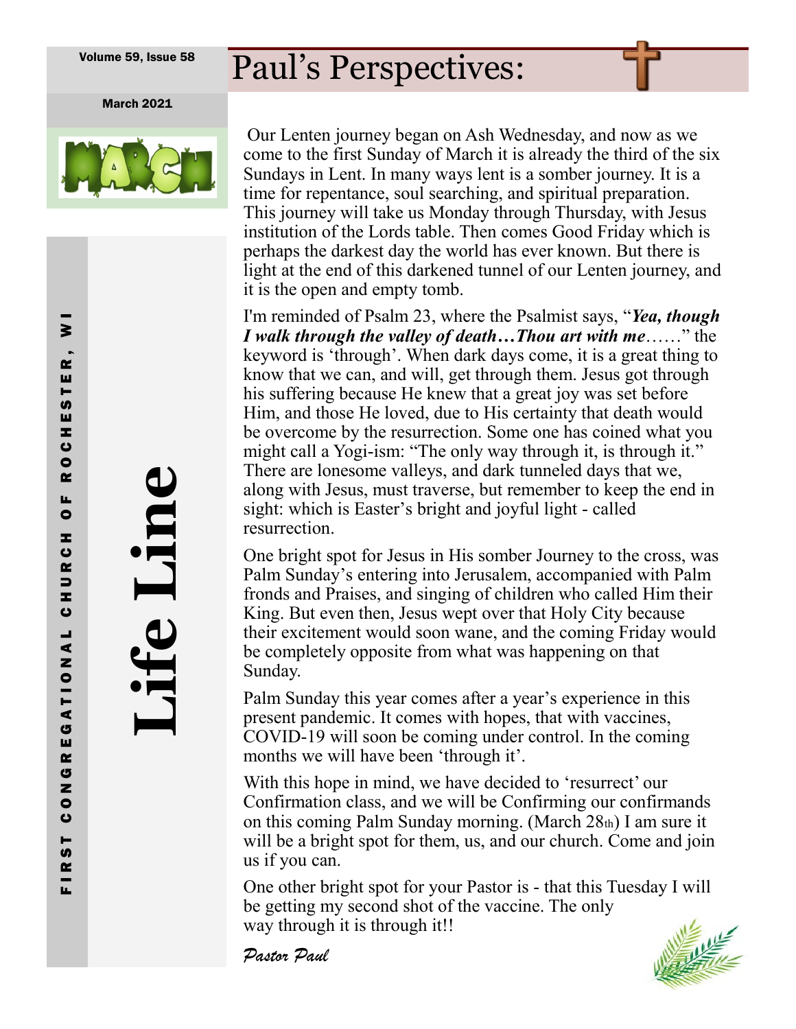Volume 59, Issue 58

March 2021

# Life Line

FIRST CONGREGATIONAL CHURCH OF ROCHESTER, WI

# Paul's Perspectives:

Our Lenten journey began on Ash Wednesday, and now as we come to the first Sunday of March it is already the third of the six Sundays in Lent. In many ways lent is a somber journey. It is a time for repentance, soul searching, and spiritual preparation. This journey will take us Monday through Thursday, with Jesus institution of the Lords table. Then comes Good Friday which is perhaps the darkest day the world has ever known. But there is light at the end of this darkened tunnel of our Lenten journey, and it is the open and empty tomb.

I'm reminded of Psalm 23, where the Psalmist says, "***Yea, though I walk through the valley of death…Thou art with me***……" the keyword is 'through'. When dark days come, it is a great thing to know that we can, and will, get through them. Jesus got through his suffering because He knew that a great joy was set before Him, and those He loved, due to His certainty that death would be overcome by the resurrection. Some one has coined what you might call a Yogi-ism: "The only way through it, is through it." There are lonesome valleys, and dark tunneled days that we, along with Jesus, must traverse, but remember to keep the end in sight: which is Easter's bright and joyful light - called resurrection.

One bright spot for Jesus in His somber Journey to the cross, was Palm Sunday's entering into Jerusalem, accompanied with Palm fronds and Praises, and singing of children who called Him their King. But even then, Jesus wept over that Holy City because their excitement would soon wane, and the coming Friday would be completely opposite from what was happening on that Sunday.

Palm Sunday this year comes after a year's experience in this present pandemic. It comes with hopes, that with vaccines, COVID-19 will soon be coming under control. In the coming months we will have been 'through it'.

With this hope in mind, we have decided to 'resurrect' our Confirmation class, and we will be Confirming our confirmands on this coming Palm Sunday morning. (March 28th) I am sure it will be a bright spot for them, us, and our church. Come and join us if you can.

One other bright spot for your Pastor is - that this Tuesday I will be getting my second shot of the vaccine. The only way through it is through it!!

*Pastor Paul*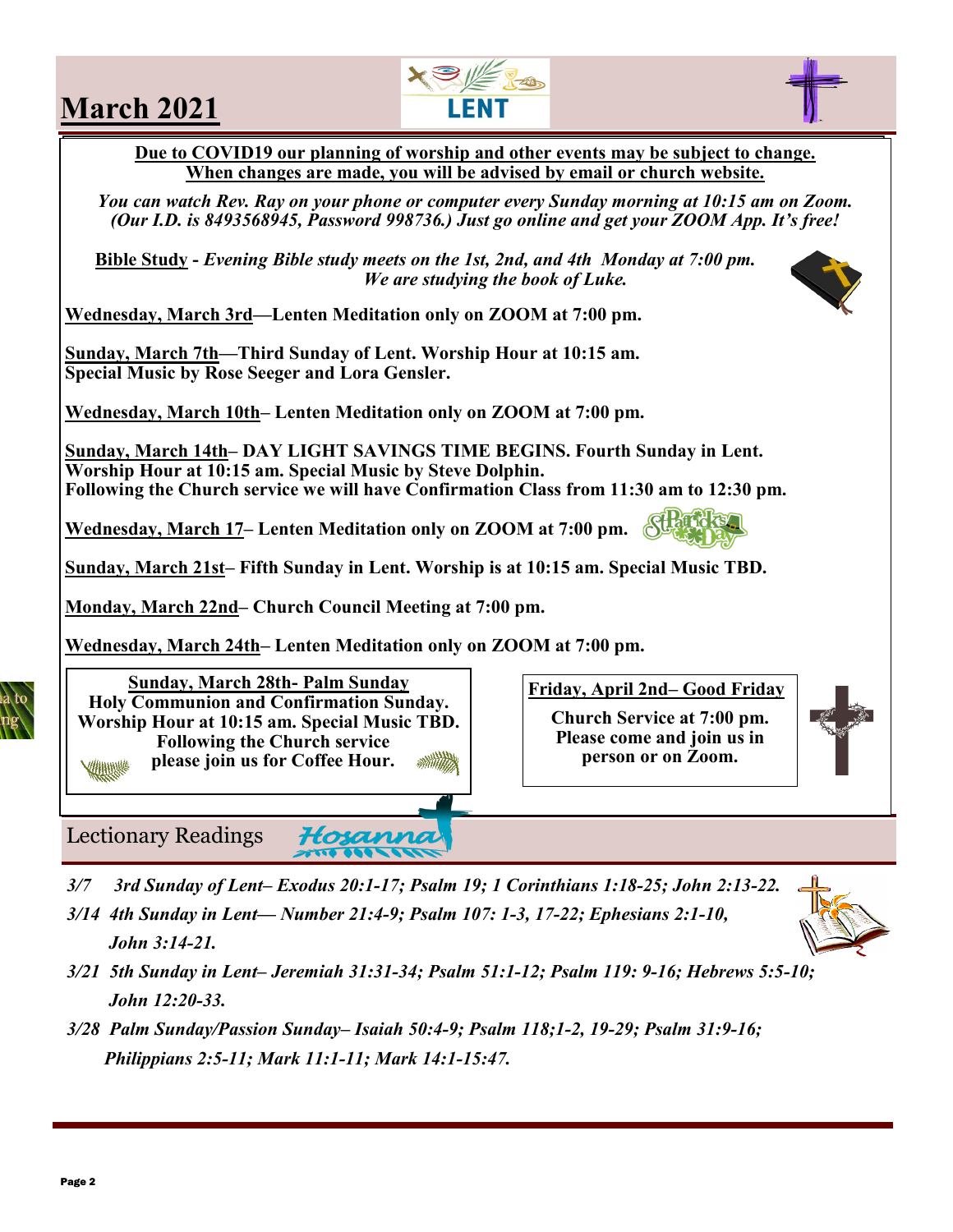# March 2021

LENT

**Due to COVID19 our planning of worship and other events may be subject to change.**
**When changes are made, you will be advised by email or church website.**

***You can watch Rev. Ray on your phone or computer every Sunday morning at 10:15 am on Zoom. (Our I.D. is 8493568945, Password 998736.) Just go online and get your ZOOM App. It's free!***

**Bible Study** - ***Evening Bible study meets on the 1st, 2nd, and 4th Monday at 7:00 pm. We are studying the book of Luke.***

**Wednesday, March 3rd—Lenten Meditation only on ZOOM at 7:00 pm.**

**Sunday, March 7th—Third Sunday of Lent. Worship Hour at 10:15 am.**
**Special Music by Rose Seeger and Lora Gensler.**

**Wednesday, March 10th– Lenten Meditation only on ZOOM at 7:00 pm.**

**Sunday, March 14th– DAY LIGHT SAVINGS TIME BEGINS. Fourth Sunday in Lent.**
**Worship Hour at 10:15 am. Special Music by Steve Dolphin.**
**Following the Church service we will have Confirmation Class from 11:30 am to 12:30 pm.**

**Wednesday, March 17– Lenten Meditation only on ZOOM at 7:00 pm.**

**Sunday, March 21st– Fifth Sunday in Lent. Worship is at 10:15 am. Special Music TBD.**

**Monday, March 22nd– Church Council Meeting at 7:00 pm.**

**Wednesday, March 24th– Lenten Meditation only on ZOOM at 7:00 pm.**

**Sunday, March 28th- Palm Sunday**
**Holy Communion and Confirmation Sunday.**
**Worship Hour at 10:15 am. Special Music TBD.**
**Following the Church service please join us for Coffee Hour.**

**Friday, April 2nd– Good Friday**
**Church Service at 7:00 pm.**
**Please come and join us in person or on Zoom.**

## Lectionary Readings

Hosanna

- ***3/7 3rd Sunday of Lent– Exodus 20:1-17; Psalm 19; 1 Corinthians 1:18-25; John 2:13-22.***
- ***3/14 4th Sunday in Lent— Number 21:4-9; Psalm 107: 1-3, 17-22; Ephesians 2:1-10, John 3:14-21.***
- ***3/21 5th Sunday in Lent– Jeremiah 31:31-34; Psalm 51:1-12; Psalm 119: 9-16; Hebrews 5:5-10; John 12:20-33.***
- ***3/28 Palm Sunday/Passion Sunday– Isaiah 50:4-9; Psalm 118;1-2, 19-29; Psalm 31:9-16; Philippians 2:5-11; Mark 11:1-11; Mark 14:1-15:47.***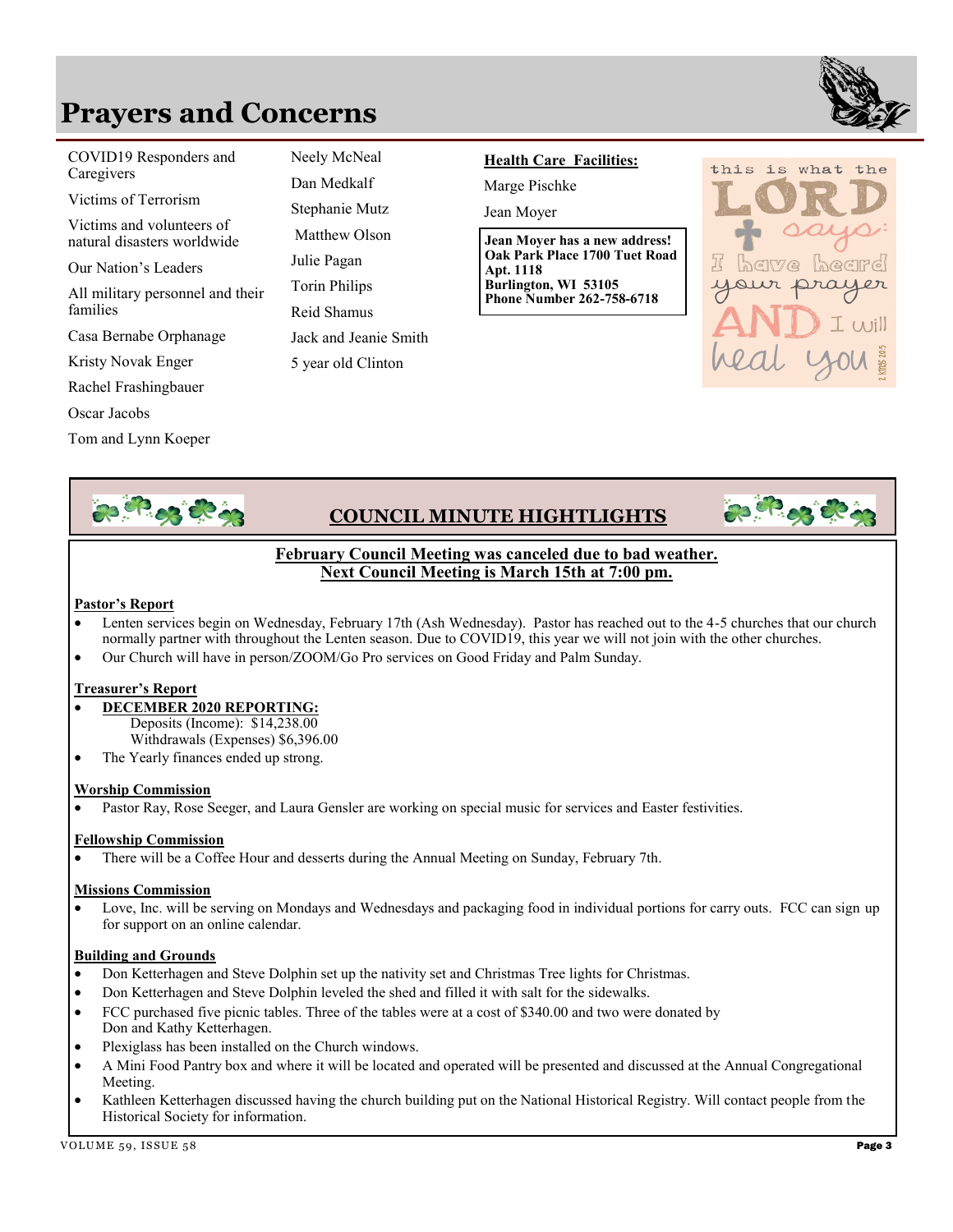# Prayers and Concerns

COVID19 Responders and Caregivers

Victims of Terrorism

Victims and volunteers of natural disasters worldwide

Our Nation's Leaders

All military personnel and their families

Casa Bernabe Orphanage

Kristy Novak Enger

Rachel Frashingbauer

Oscar Jacobs

Tom and Lynn Koeper

Neely McNeal

Dan Medkalf

Stephanie Mutz

Matthew Olson

Julie Pagan

Torin Philips

Reid Shamus

Jack and Jeanie Smith

5 year old Clinton

**Health Care Facilities:**

Marge Pischke

Jean Moyer

**Jean Moyer has a new address!**
**Oak Park Place 1700 Tuet Road**
**Apt. 1118**
**Burlington, WI 53105**
**Phone Number 262-758-6718**

this is what the LORD says: I have heard your prayer AND I will heal you
2 Kings 20:5

## COUNCIL MINUTE HIGHTLIGHTS

**February Council Meeting was canceled due to bad weather.**
**Next Council Meeting is March 15th at 7:00 pm.**

### Pastor's Report

- Lenten services begin on Wednesday, February 17th (Ash Wednesday). Pastor has reached out to the 4-5 churches that our church normally partner with throughout the Lenten season. Due to COVID19, this year we will not join with the other churches.
- Our Church will have in person/ZOOM/Go Pro services on Good Friday and Palm Sunday.

### Treasurer's Report

- **DECEMBER 2020 REPORTING:**
  Deposits (Income): $14,238.00
  Withdrawals (Expenses) $6,396.00
- The Yearly finances ended up strong.

### Worship Commission

- Pastor Ray, Rose Seeger, and Laura Gensler are working on special music for services and Easter festivities.

### Fellowship Commission

- There will be a Coffee Hour and desserts during the Annual Meeting on Sunday, February 7th.

### Missions Commission

- Love, Inc. will be serving on Mondays and Wednesdays and packaging food in individual portions for carry outs. FCC can sign up for support on an online calendar.

### Building and Grounds

- Don Ketterhagen and Steve Dolphin set up the nativity set and Christmas Tree lights for Christmas.
- Don Ketterhagen and Steve Dolphin leveled the shed and filled it with salt for the sidewalks.
- FCC purchased five picnic tables. Three of the tables were at a cost of $340.00 and two were donated by Don and Kathy Ketterhagen.
- Plexiglass has been installed on the Church windows.
- A Mini Food Pantry box and where it will be located and operated will be presented and discussed at the Annual Congregational Meeting.
- Kathleen Ketterhagen discussed having the church building put on the National Historical Registry. Will contact people from the Historical Society for information.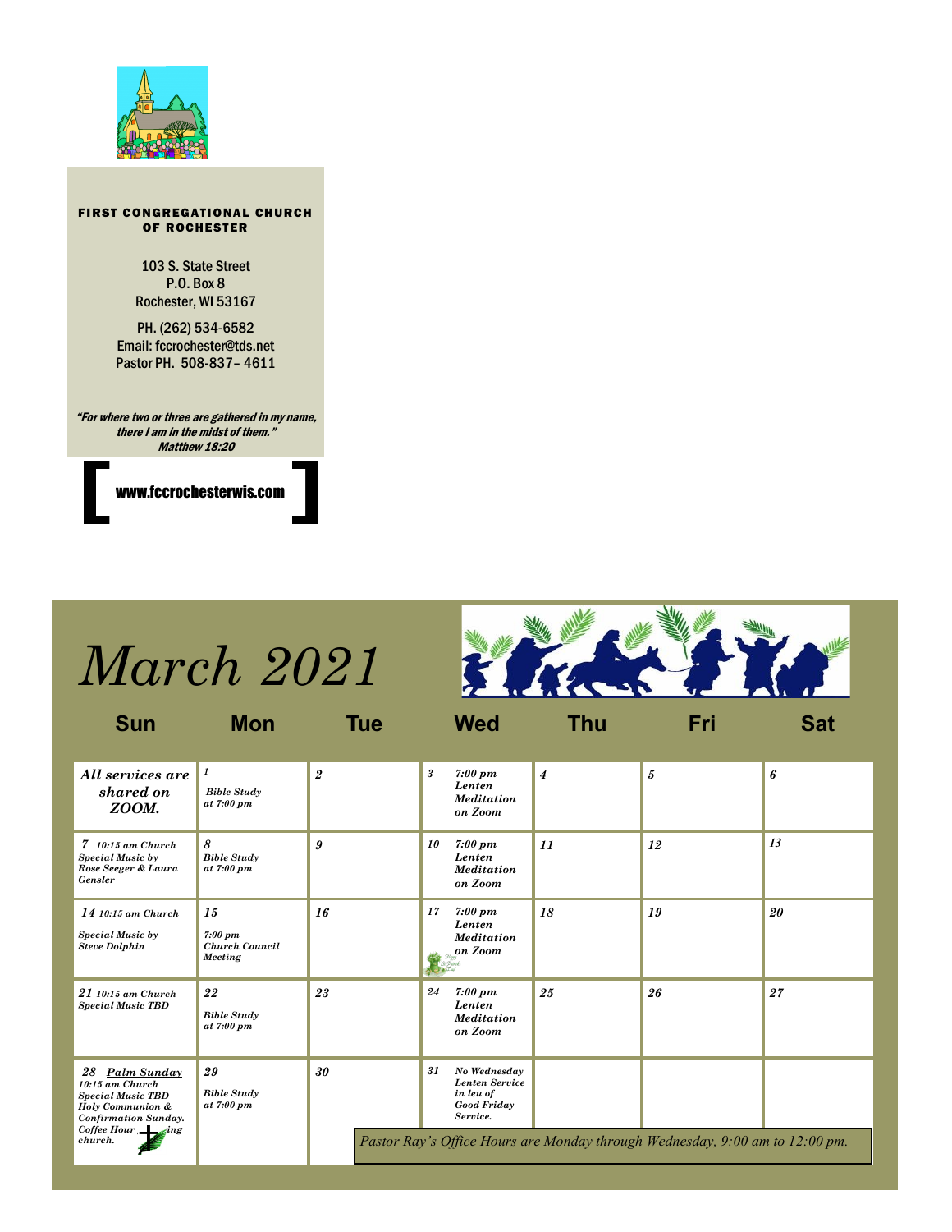**FIRST CONGREGATIONAL CHURCH OF ROCHESTER**

103 S. State Street
P.O. Box 8
Rochester, WI 53167

PH. (262) 534-6582
Email: fccrochester@tds.net
Pastor PH. 508-837– 4611

*"For where two or three are gathered in my name, there I am in the midst of them." Matthew 18:20*

www.fccrochesterwis.com

# March 2021

| Sun | Mon | Tue | Wed | Thu | Fri | Sat |
|---|---|---|---|---|---|---|
| *All services are shared on ZOOM.* | *1 Bible Study at 7:00 pm* | *2* | *3 7:00 pm Lenten Meditation on Zoom* | *4* | *5* | *6* |
| *7 10:15 am Church Special Music by Rose Seeger & Laura Gensler* | *8 Bible Study at 7:00 pm* | *9* | *10 7:00 pm Lenten Meditation on Zoom* | *11* | *12* | *13* |
| *14 10:15 am Church Special Music by Steve Dolphin* | *15 7:00 pm Church Council Meeting* | *16* | *17 7:00 pm Lenten Meditation on Zoom* | *18* | *19* | *20* |
| *21 10:15 am Church Special Music TBD* | *22 Bible Study at 7:00 pm* | *23* | *24 7:00 pm Lenten Meditation on Zoom* | *25* | *26* | *27* |
| *28 Palm Sunday 10:15 am Church Special Music TBD Holy Communion & Confirmation Sunday. Coffee Hour following church.* | *29 Bible Study at 7:00 pm* | *30* | *31 No Wednesday Lenten Service in leu of Good Friday Service.* | | | |

*Pastor Ray's Office Hours are Monday through Wednesday, 9:00 am to 12:00 pm.*